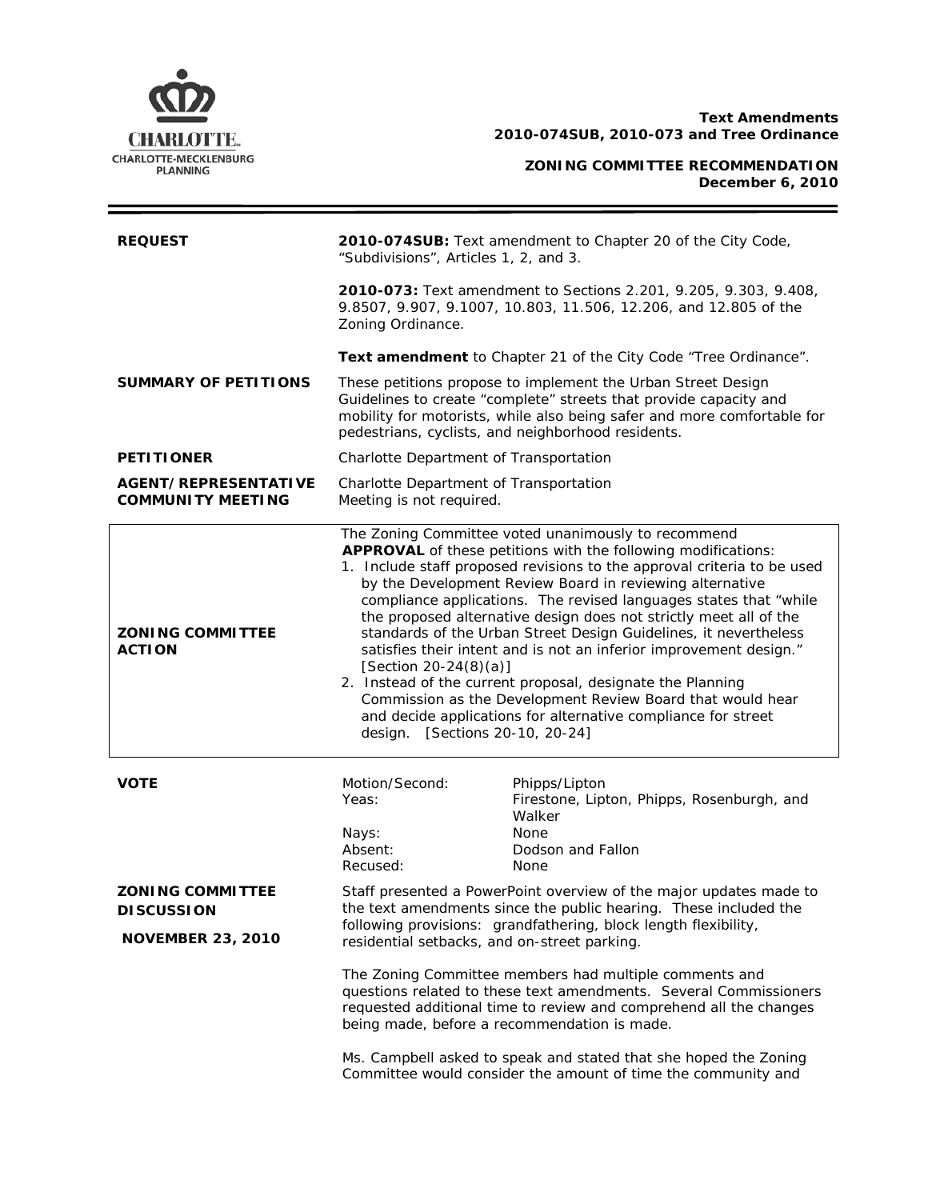**Text Amendments**
**2010-074SUB, 2010-073 and Tree Ordinance**

**ZONING COMMITTEE RECOMMENDATION**
**December 6, 2010**

| | |
|---|---|
| **REQUEST** | **2010-074SUB:** Text amendment to Chapter 20 of the City Code, "Subdivisions", Articles 1, 2, and 3.<br><br>**2010-073:** Text amendment to Sections 2.201, 9.205, 9.303, 9.408, 9.8507, 9.907, 9.1007, 10.803, 11.506, 12.206, and 12.805 of the Zoning Ordinance.<br><br>**Text amendment** to Chapter 21 of the City Code "Tree Ordinance". |
| **SUMMARY OF PETITIONS** | These petitions propose to implement the Urban Street Design Guidelines to create "complete" streets that provide capacity and mobility for motorists, while also being safer and more comfortable for pedestrians, cyclists, and neighborhood residents. |
| **PETITIONER** | Charlotte Department of Transportation |
| **AGENT/REPRESENTATIVE** | Charlotte Department of Transportation |
| **COMMUNITY MEETING** | Meeting is not required. |
| **ZONING COMMITTEE ACTION** | The Zoning Committee voted unanimously to recommend **APPROVAL** of these petitions with the following modifications:<br>1. Include staff proposed revisions to the approval criteria to be used by the Development Review Board in reviewing alternative compliance applications. The revised languages states that "while the proposed alternative design does not strictly meet all of the standards of the Urban Street Design Guidelines, it nevertheless satisfies their intent and is not an inferior improvement design." [Section 20-24(8)(a)]<br>2. Instead of the current proposal, designate the Planning Commission as the Development Review Board that would hear and decide applications for alternative compliance for street design. [Sections 20-10, 20-24] |

| | | |
|---|---|---|
| **VOTE** | Motion/Second: | Phipps/Lipton |
| | Yeas: | Firestone, Lipton, Phipps, Rosenburgh, and Walker |
| | Nays: | None |
| | Absent: | Dodson and Fallon |
| | Recused: | None |

**ZONING COMMITTEE DISCUSSION**

**NOVEMBER 23, 2010**

Staff presented a PowerPoint overview of the major updates made to the text amendments since the public hearing. These included the following provisions: grandfathering, block length flexibility, residential setbacks, and on-street parking.

The Zoning Committee members had multiple comments and questions related to these text amendments. Several Commissioners requested additional time to review and comprehend all the changes being made, before a recommendation is made.

Ms. Campbell asked to speak and stated that she hoped the Zoning Committee would consider the amount of time the community and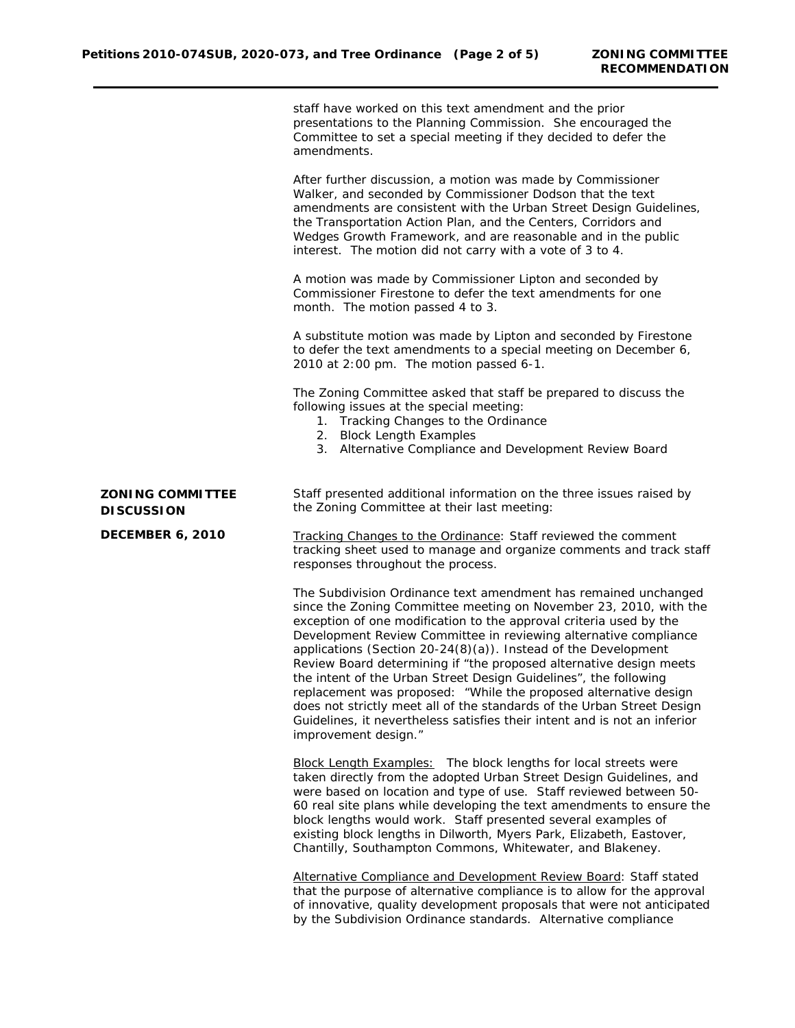staff have worked on this text amendment and the prior presentations to the Planning Commission. She encouraged the Committee to set a special meeting if they decided to defer the amendments.

After further discussion, a motion was made by Commissioner Walker, and seconded by Commissioner Dodson that the text amendments are consistent with the Urban Street Design Guidelines, the Transportation Action Plan, and the Centers, Corridors and Wedges Growth Framework, and are reasonable and in the public interest. The motion did not carry with a vote of 3 to 4.

A motion was made by Commissioner Lipton and seconded by Commissioner Firestone to defer the text amendments for one month. The motion passed 4 to 3.

A substitute motion was made by Lipton and seconded by Firestone to defer the text amendments to a special meeting on December 6, 2010 at 2:00 pm. The motion passed 6-1.

The Zoning Committee asked that staff be prepared to discuss the following issues at the special meeting:

1. Tracking Changes to the Ordinance
2. Block Length Examples
3. Alternative Compliance and Development Review Board

**ZONING COMMITTEE DISCUSSION**

**DECEMBER 6, 2010**

Staff presented additional information on the three issues raised by the Zoning Committee at their last meeting:

Tracking Changes to the Ordinance: Staff reviewed the comment tracking sheet used to manage and organize comments and track staff responses throughout the process.

The Subdivision Ordinance text amendment has remained unchanged since the Zoning Committee meeting on November 23, 2010, with the exception of one modification to the approval criteria used by the Development Review Committee in reviewing alternative compliance applications (Section 20-24(8)(a)). Instead of the Development Review Board determining if "the proposed alternative design meets the intent of the Urban Street Design Guidelines", the following replacement was proposed: "While the proposed alternative design does not strictly meet all of the standards of the Urban Street Design Guidelines, it nevertheless satisfies their intent and is not an inferior improvement design."

Block Length Examples: The block lengths for local streets were taken directly from the adopted Urban Street Design Guidelines, and were based on location and type of use. Staff reviewed between 50-60 real site plans while developing the text amendments to ensure the block lengths would work. Staff presented several examples of existing block lengths in Dilworth, Myers Park, Elizabeth, Eastover, Chantilly, Southampton Commons, Whitewater, and Blakeney.

Alternative Compliance and Development Review Board: Staff stated that the purpose of alternative compliance is to allow for the approval of innovative, quality development proposals that were not anticipated by the Subdivision Ordinance standards. Alternative compliance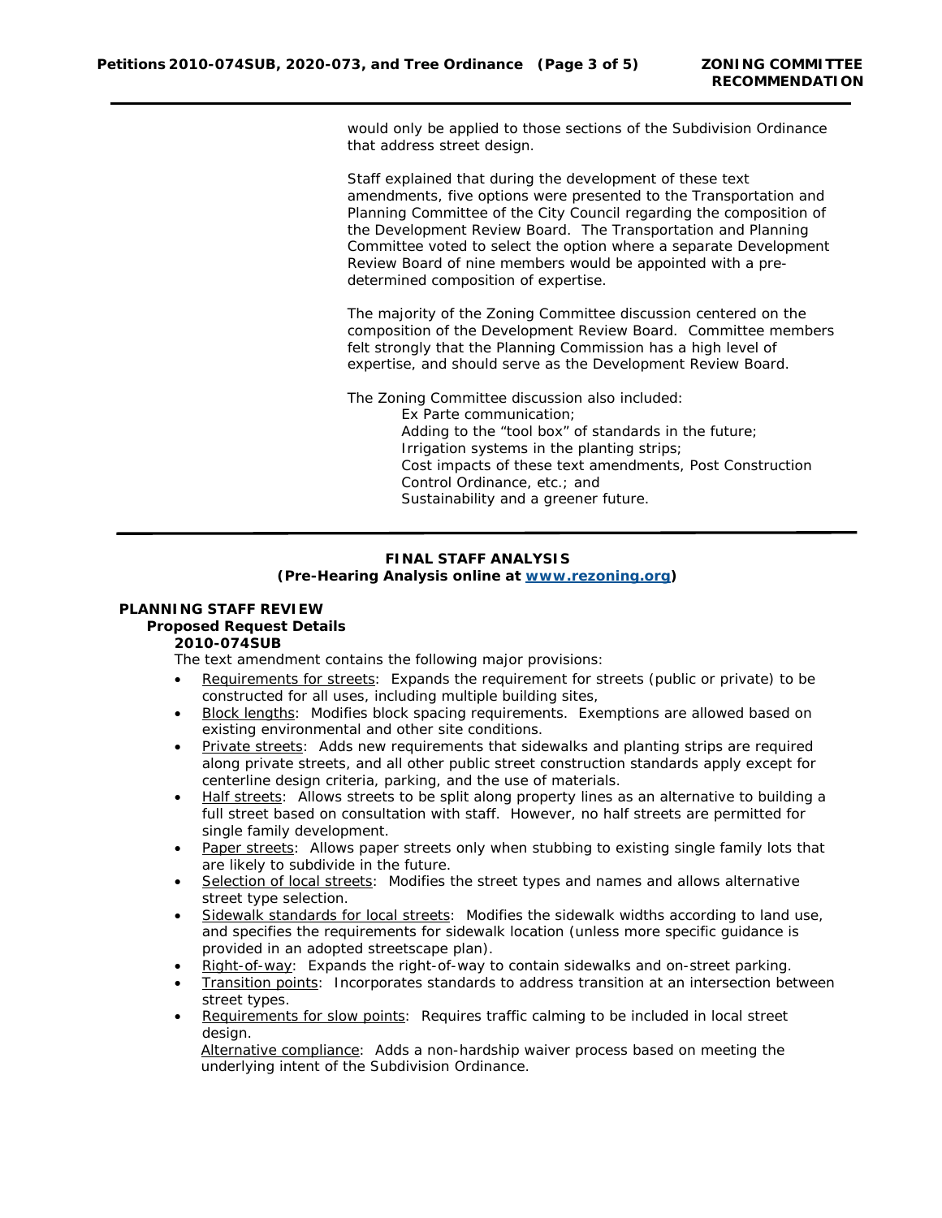would only be applied to those sections of the Subdivision Ordinance that address street design.

Staff explained that during the development of these text amendments, five options were presented to the Transportation and Planning Committee of the City Council regarding the composition of the Development Review Board. The Transportation and Planning Committee voted to select the option where a separate Development Review Board of nine members would be appointed with a pre-determined composition of expertise.

The majority of the Zoning Committee discussion centered on the composition of the Development Review Board. Committee members felt strongly that the Planning Commission has a high level of expertise, and should serve as the Development Review Board.

The Zoning Committee discussion also included:

Ex Parte communication;
Adding to the "tool box" of standards in the future;
Irrigation systems in the planting strips;
Cost impacts of these text amendments, Post Construction Control Ordinance, etc.; and
Sustainability and a greener future.

---

**FINAL STAFF ANALYSIS**
**(Pre-Hearing Analysis online at www.rezoning.org)**

## PLANNING STAFF REVIEW

### Proposed Request Details

#### 2010-074SUB

The text amendment contains the following major provisions:

- Requirements for streets: Expands the requirement for streets (public or private) to be constructed for all uses, including multiple building sites,
- Block lengths: Modifies block spacing requirements. Exemptions are allowed based on existing environmental and other site conditions.
- Private streets: Adds new requirements that sidewalks and planting strips are required along private streets, and all other public street construction standards apply except for centerline design criteria, parking, and the use of materials.
- Half streets: Allows streets to be split along property lines as an alternative to building a full street based on consultation with staff. However, no half streets are permitted for single family development.
- Paper streets: Allows paper streets only when stubbing to existing single family lots that are likely to subdivide in the future.
- Selection of local streets: Modifies the street types and names and allows alternative street type selection.
- Sidewalk standards for local streets: Modifies the sidewalk widths according to land use, and specifies the requirements for sidewalk location (unless more specific guidance is provided in an adopted streetscape plan).
- Right-of-way: Expands the right-of-way to contain sidewalks and on-street parking.
- Transition points: Incorporates standards to address transition at an intersection between street types.
- Requirements for slow points: Requires traffic calming to be included in local street design.

Alternative compliance: Adds a non-hardship waiver process based on meeting the underlying intent of the Subdivision Ordinance.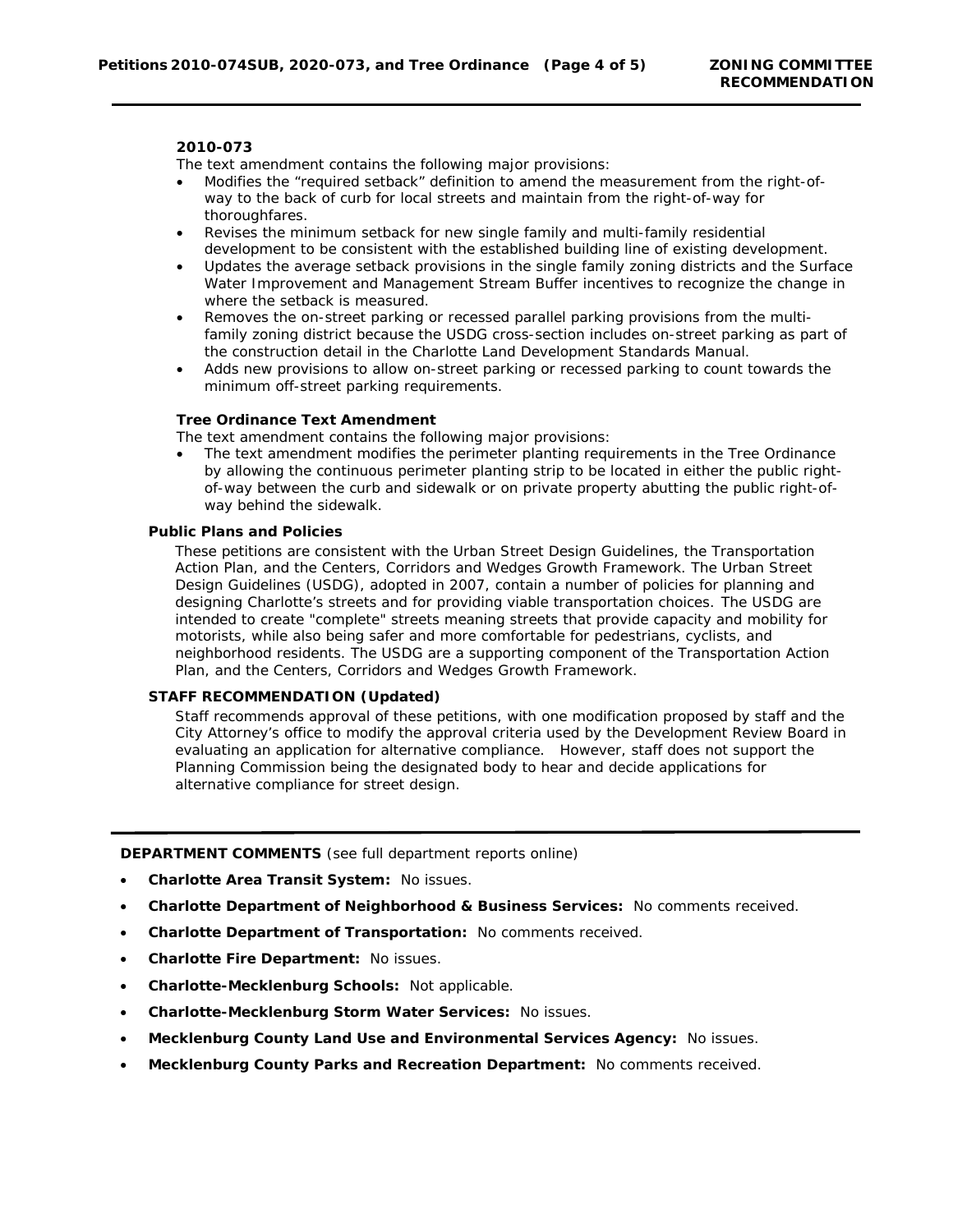**2010-073**

The text amendment contains the following major provisions:

- Modifies the "required setback" definition to amend the measurement from the right-of-way to the back of curb for local streets and maintain from the right-of-way for thoroughfares.
- Revises the minimum setback for new single family and multi-family residential development to be consistent with the established building line of existing development.
- Updates the average setback provisions in the single family zoning districts and the Surface Water Improvement and Management Stream Buffer incentives to recognize the change in where the setback is measured.
- Removes the on-street parking or recessed parallel parking provisions from the multi-family zoning district because the USDG cross-section includes on-street parking as part of the construction detail in the Charlotte Land Development Standards Manual.
- Adds new provisions to allow on-street parking or recessed parking to count towards the minimum off-street parking requirements.

**Tree Ordinance Text Amendment**

The text amendment contains the following major provisions:

- The text amendment modifies the perimeter planting requirements in the Tree Ordinance by allowing the continuous perimeter planting strip to be located in either the public right-of-way between the curb and sidewalk or on private property abutting the public right-of-way behind the sidewalk.

**Public Plans and Policies**

These petitions are consistent with the Urban Street Design Guidelines, the Transportation Action Plan, and the Centers, Corridors and Wedges Growth Framework. The Urban Street Design Guidelines (USDG), adopted in 2007, contain a number of policies for planning and designing Charlotte's streets and for providing viable transportation choices. The USDG are intended to create "complete" streets meaning streets that provide capacity and mobility for motorists, while also being safer and more comfortable for pedestrians, cyclists, and neighborhood residents. The USDG are a supporting component of the Transportation Action Plan, and the Centers, Corridors and Wedges Growth Framework.

**STAFF RECOMMENDATION (Updated)**

Staff recommends approval of these petitions, with one modification proposed by staff and the City Attorney's office to modify the approval criteria used by the Development Review Board in evaluating an application for alternative compliance. However, staff does not support the Planning Commission being the designated body to hear and decide applications for alternative compliance for street design.

---

**DEPARTMENT COMMENTS** (see full department reports online)

- **Charlotte Area Transit System:** No issues.
- **Charlotte Department of Neighborhood & Business Services:** No comments received.
- **Charlotte Department of Transportation:** No comments received.
- **Charlotte Fire Department:** No issues.
- **Charlotte-Mecklenburg Schools:** Not applicable.
- **Charlotte-Mecklenburg Storm Water Services:** No issues.
- **Mecklenburg County Land Use and Environmental Services Agency:** No issues.
- **Mecklenburg County Parks and Recreation Department:** No comments received.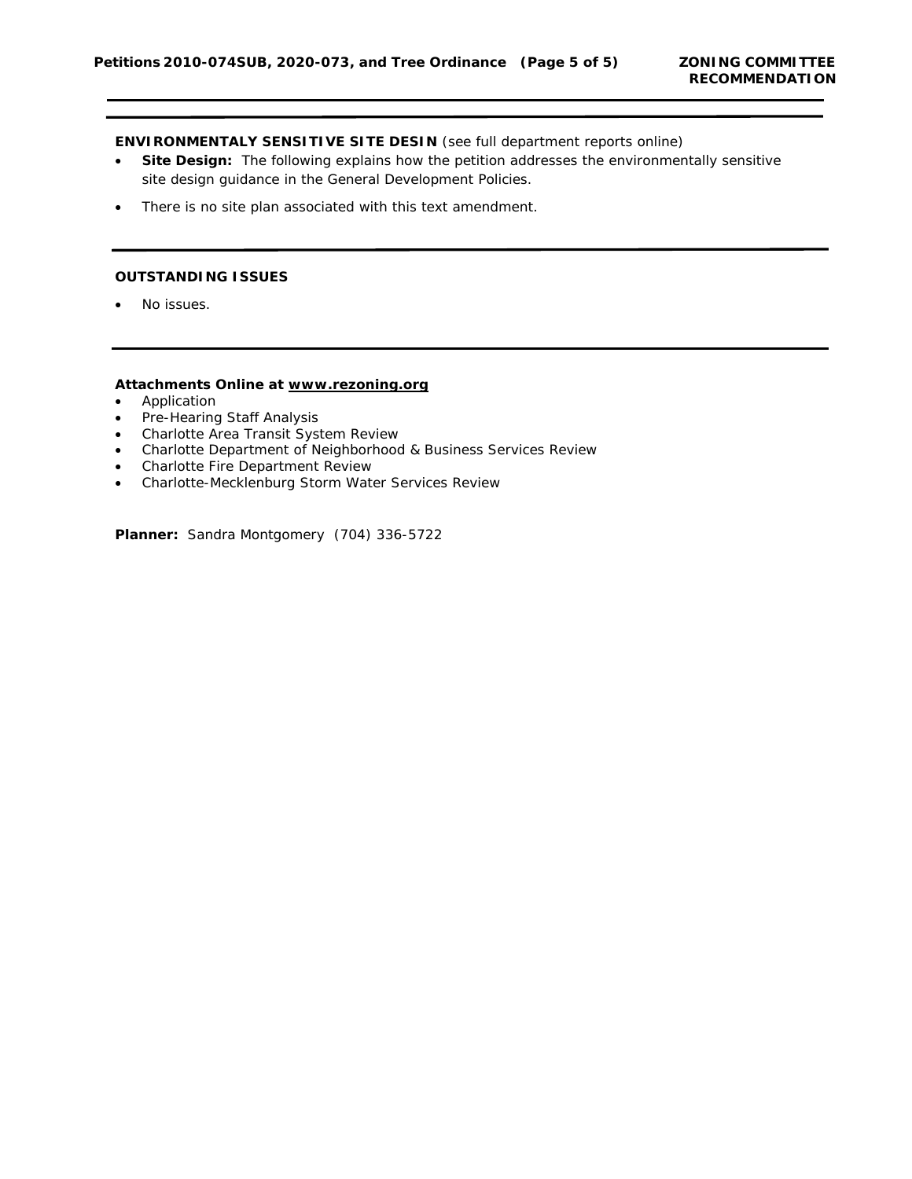**ENVIRONMENTALY SENSITIVE SITE DESIN** (see full department reports online)

- **Site Design:** The following explains how the petition addresses the environmentally sensitive site design guidance in the General Development Policies.
- There is no site plan associated with this text amendment.

**OUTSTANDING ISSUES**

- No issues.

**Attachments Online at www.rezoning.org**

- Application
- Pre-Hearing Staff Analysis
- Charlotte Area Transit System Review
- Charlotte Department of Neighborhood & Business Services Review
- Charlotte Fire Department Review
- Charlotte-Mecklenburg Storm Water Services Review

**Planner:** Sandra Montgomery (704) 336-5722